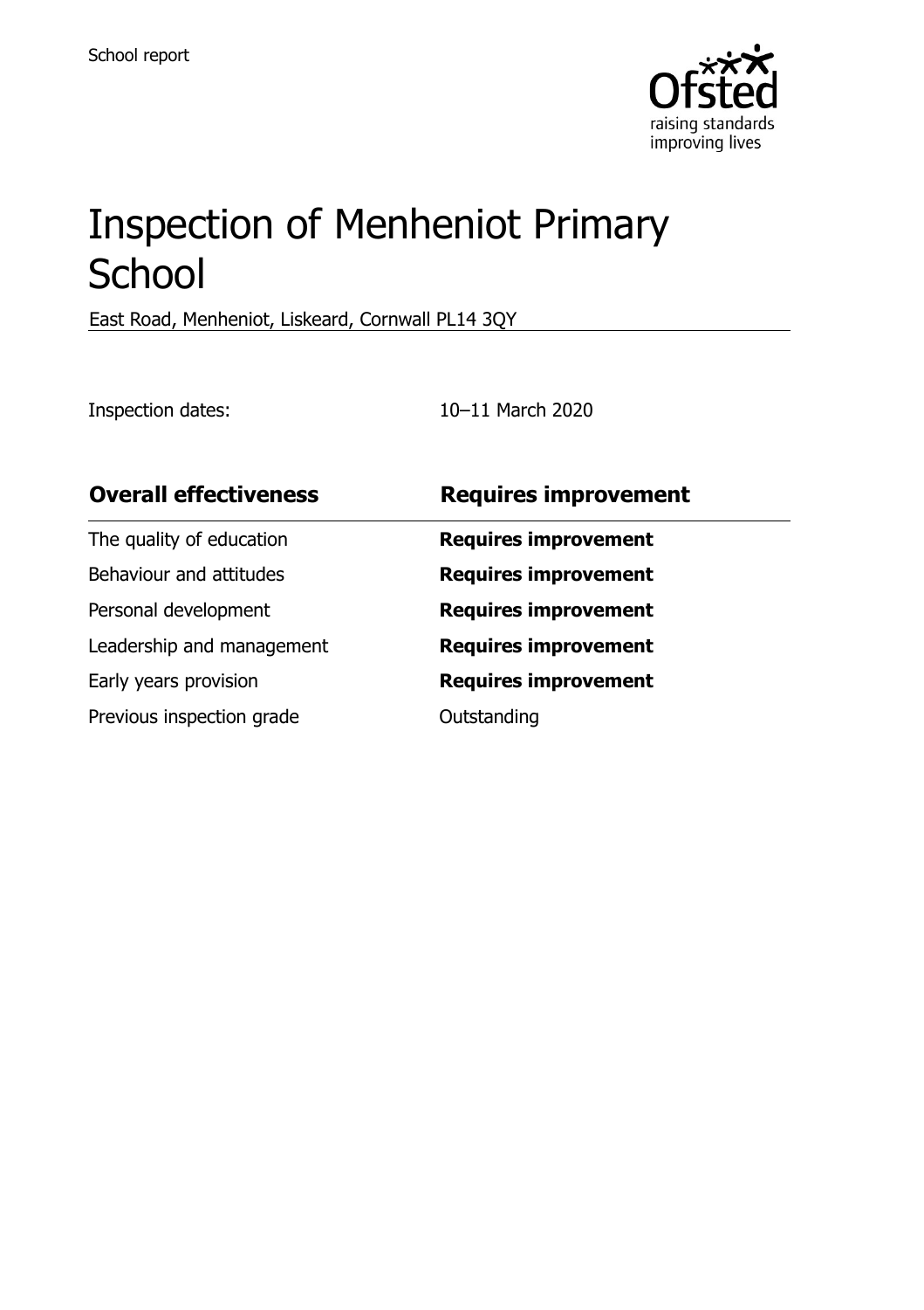School report

# Inspection of Menheniot Primary School

East Road, Menheniot, Liskeard, Cornwall PL14 3QY

Inspection dates: 10–11 March 2020

| **Overall effectiveness** | **Requires improvement** |
|---|---|
| The quality of education | **Requires improvement** |
| Behaviour and attitudes | **Requires improvement** |
| Personal development | **Requires improvement** |
| Leadership and management | **Requires improvement** |
| Early years provision | **Requires improvement** |
| Previous inspection grade | Outstanding |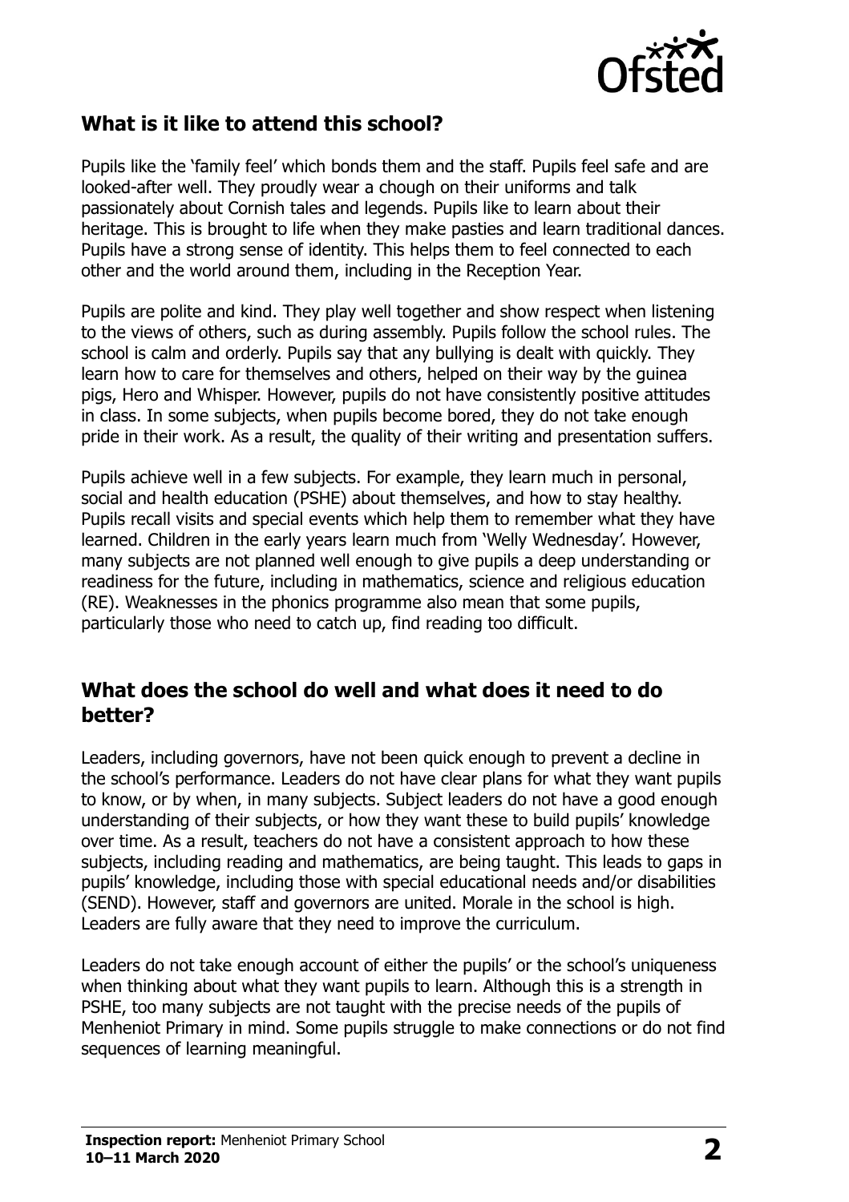## What is it like to attend this school?

Pupils like the 'family feel' which bonds them and the staff. Pupils feel safe and are looked-after well. They proudly wear a chough on their uniforms and talk passionately about Cornish tales and legends. Pupils like to learn about their heritage. This is brought to life when they make pasties and learn traditional dances. Pupils have a strong sense of identity. This helps them to feel connected to each other and the world around them, including in the Reception Year.

Pupils are polite and kind. They play well together and show respect when listening to the views of others, such as during assembly. Pupils follow the school rules. The school is calm and orderly. Pupils say that any bullying is dealt with quickly. They learn how to care for themselves and others, helped on their way by the guinea pigs, Hero and Whisper. However, pupils do not have consistently positive attitudes in class. In some subjects, when pupils become bored, they do not take enough pride in their work. As a result, the quality of their writing and presentation suffers.

Pupils achieve well in a few subjects. For example, they learn much in personal, social and health education (PSHE) about themselves, and how to stay healthy. Pupils recall visits and special events which help them to remember what they have learned. Children in the early years learn much from 'Welly Wednesday'. However, many subjects are not planned well enough to give pupils a deep understanding or readiness for the future, including in mathematics, science and religious education (RE). Weaknesses in the phonics programme also mean that some pupils, particularly those who need to catch up, find reading too difficult.

## What does the school do well and what does it need to do better?

Leaders, including governors, have not been quick enough to prevent a decline in the school's performance. Leaders do not have clear plans for what they want pupils to know, or by when, in many subjects. Subject leaders do not have a good enough understanding of their subjects, or how they want these to build pupils' knowledge over time. As a result, teachers do not have a consistent approach to how these subjects, including reading and mathematics, are being taught. This leads to gaps in pupils' knowledge, including those with special educational needs and/or disabilities (SEND). However, staff and governors are united. Morale in the school is high. Leaders are fully aware that they need to improve the curriculum.

Leaders do not take enough account of either the pupils' or the school's uniqueness when thinking about what they want pupils to learn. Although this is a strength in PSHE, too many subjects are not taught with the precise needs of the pupils of Menheniot Primary in mind. Some pupils struggle to make connections or do not find sequences of learning meaningful.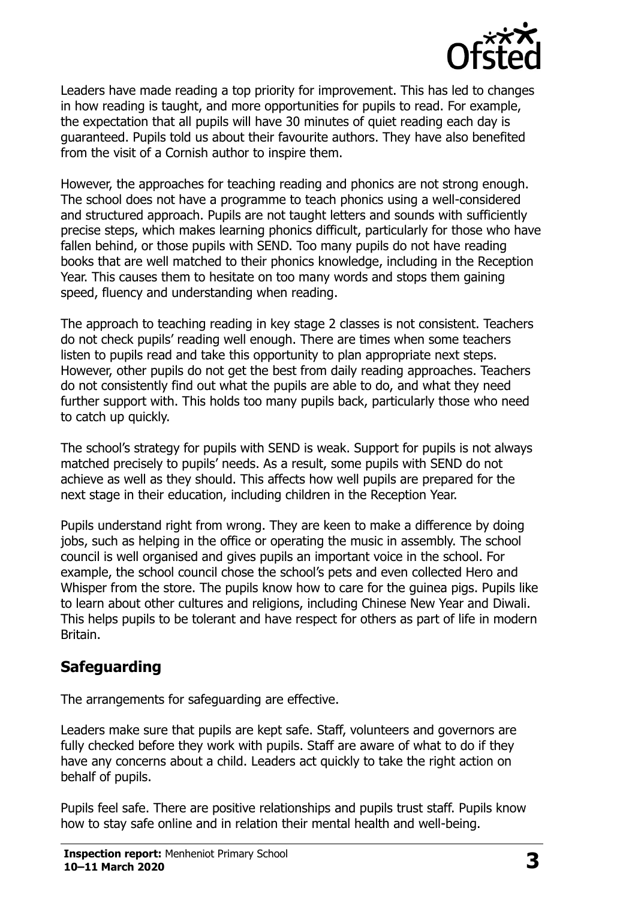Leaders have made reading a top priority for improvement. This has led to changes in how reading is taught, and more opportunities for pupils to read. For example, the expectation that all pupils will have 30 minutes of quiet reading each day is guaranteed. Pupils told us about their favourite authors. They have also benefited from the visit of a Cornish author to inspire them.

However, the approaches for teaching reading and phonics are not strong enough. The school does not have a programme to teach phonics using a well-considered and structured approach. Pupils are not taught letters and sounds with sufficiently precise steps, which makes learning phonics difficult, particularly for those who have fallen behind, or those pupils with SEND. Too many pupils do not have reading books that are well matched to their phonics knowledge, including in the Reception Year. This causes them to hesitate on too many words and stops them gaining speed, fluency and understanding when reading.

The approach to teaching reading in key stage 2 classes is not consistent. Teachers do not check pupils' reading well enough. There are times when some teachers listen to pupils read and take this opportunity to plan appropriate next steps. However, other pupils do not get the best from daily reading approaches. Teachers do not consistently find out what the pupils are able to do, and what they need further support with. This holds too many pupils back, particularly those who need to catch up quickly.

The school's strategy for pupils with SEND is weak. Support for pupils is not always matched precisely to pupils' needs. As a result, some pupils with SEND do not achieve as well as they should. This affects how well pupils are prepared for the next stage in their education, including children in the Reception Year.

Pupils understand right from wrong. They are keen to make a difference by doing jobs, such as helping in the office or operating the music in assembly. The school council is well organised and gives pupils an important voice in the school. For example, the school council chose the school's pets and even collected Hero and Whisper from the store. The pupils know how to care for the guinea pigs. Pupils like to learn about other cultures and religions, including Chinese New Year and Diwali. This helps pupils to be tolerant and have respect for others as part of life in modern Britain.

## Safeguarding

The arrangements for safeguarding are effective.

Leaders make sure that pupils are kept safe. Staff, volunteers and governors are fully checked before they work with pupils. Staff are aware of what to do if they have any concerns about a child. Leaders act quickly to take the right action on behalf of pupils.

Pupils feel safe. There are positive relationships and pupils trust staff. Pupils know how to stay safe online and in relation their mental health and well-being.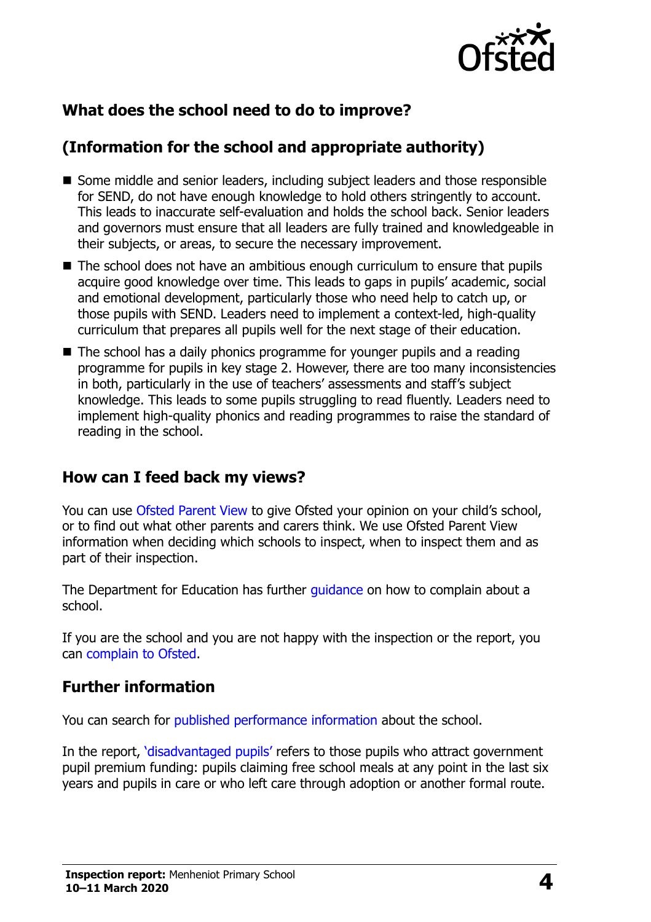## What does the school need to do to improve?

## (Information for the school and appropriate authority)

- Some middle and senior leaders, including subject leaders and those responsible for SEND, do not have enough knowledge to hold others stringently to account. This leads to inaccurate self-evaluation and holds the school back. Senior leaders and governors must ensure that all leaders are fully trained and knowledgeable in their subjects, or areas, to secure the necessary improvement.
- The school does not have an ambitious enough curriculum to ensure that pupils acquire good knowledge over time. This leads to gaps in pupils' academic, social and emotional development, particularly those who need help to catch up, or those pupils with SEND. Leaders need to implement a context-led, high-quality curriculum that prepares all pupils well for the next stage of their education.
- The school has a daily phonics programme for younger pupils and a reading programme for pupils in key stage 2. However, there are too many inconsistencies in both, particularly in the use of teachers' assessments and staff's subject knowledge. This leads to some pupils struggling to read fluently. Leaders need to implement high-quality phonics and reading programmes to raise the standard of reading in the school.

## How can I feed back my views?

You can use Ofsted Parent View to give Ofsted your opinion on your child's school, or to find out what other parents and carers think. We use Ofsted Parent View information when deciding which schools to inspect, when to inspect them and as part of their inspection.

The Department for Education has further guidance on how to complain about a school.

If you are the school and you are not happy with the inspection or the report, you can complain to Ofsted.

## Further information

You can search for published performance information about the school.

In the report, 'disadvantaged pupils' refers to those pupils who attract government pupil premium funding: pupils claiming free school meals at any point in the last six years and pupils in care or who left care through adoption or another formal route.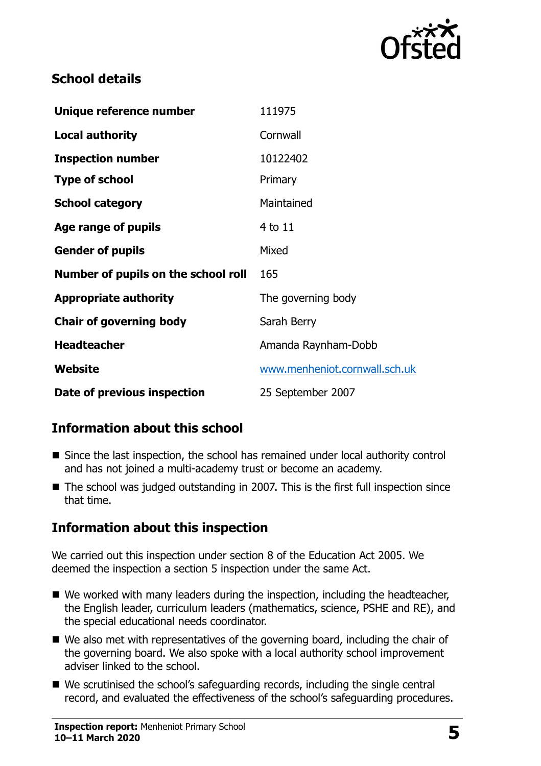## School details

| | |
|---|---|
| **Unique reference number** | 111975 |
| **Local authority** | Cornwall |
| **Inspection number** | 10122402 |
| **Type of school** | Primary |
| **School category** | Maintained |
| **Age range of pupils** | 4 to 11 |
| **Gender of pupils** | Mixed |
| **Number of pupils on the school roll** | 165 |
| **Appropriate authority** | The governing body |
| **Chair of governing body** | Sarah Berry |
| **Headteacher** | Amanda Raynham-Dobb |
| **Website** | www.menheniot.cornwall.sch.uk |
| **Date of previous inspection** | 25 September 2007 |

## Information about this school

- Since the last inspection, the school has remained under local authority control and has not joined a multi-academy trust or become an academy.
- The school was judged outstanding in 2007. This is the first full inspection since that time.

## Information about this inspection

We carried out this inspection under section 8 of the Education Act 2005. We deemed the inspection a section 5 inspection under the same Act.

- We worked with many leaders during the inspection, including the headteacher, the English leader, curriculum leaders (mathematics, science, PSHE and RE), and the special educational needs coordinator.
- We also met with representatives of the governing board, including the chair of the governing board. We also spoke with a local authority school improvement adviser linked to the school.
- We scrutinised the school's safeguarding records, including the single central record, and evaluated the effectiveness of the school's safeguarding procedures.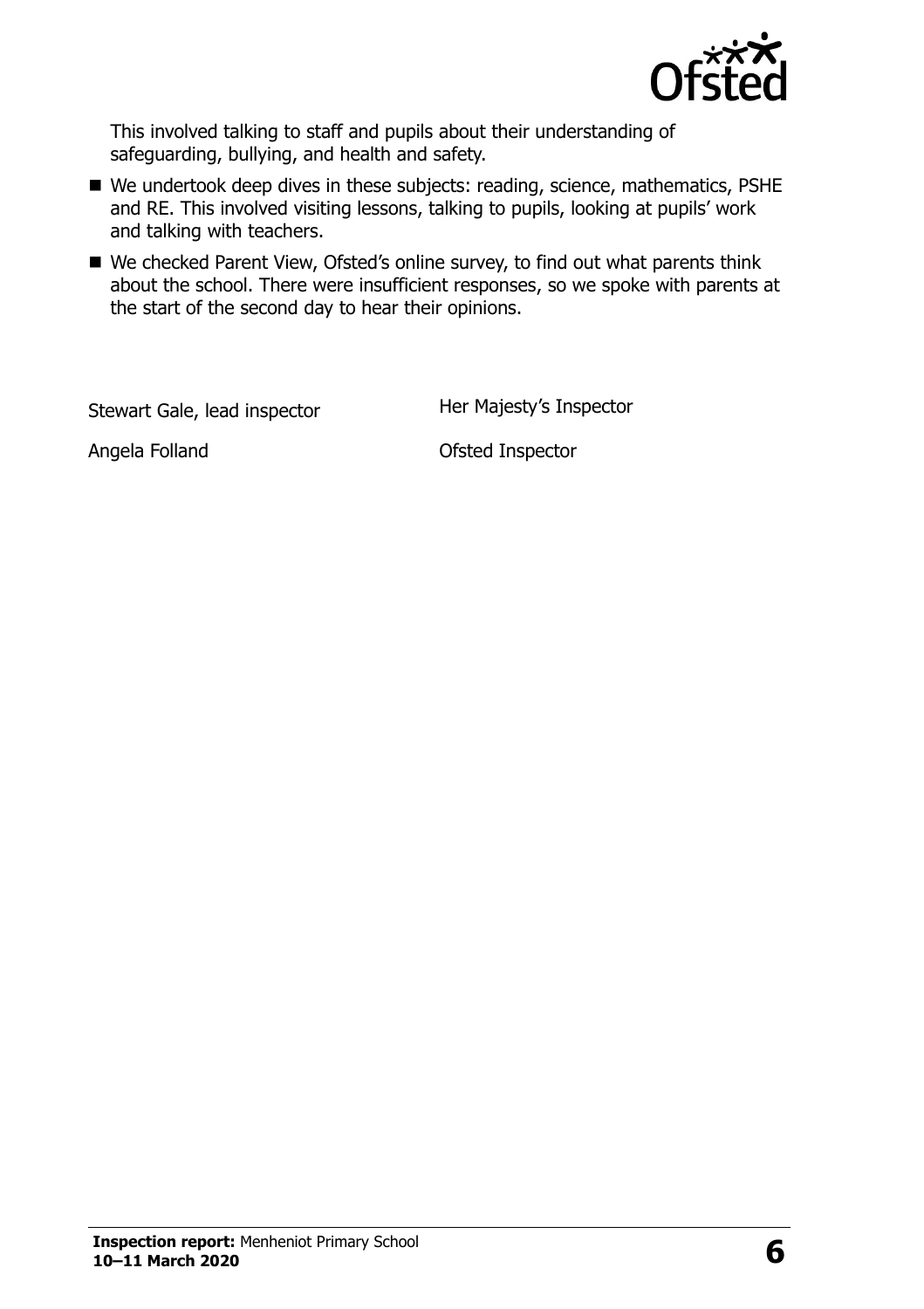This involved talking to staff and pupils about their understanding of safeguarding, bullying, and health and safety.

- We undertook deep dives in these subjects: reading, science, mathematics, PSHE and RE. This involved visiting lessons, talking to pupils, looking at pupils' work and talking with teachers.
- We checked Parent View, Ofsted's online survey, to find out what parents think about the school. There were insufficient responses, so we spoke with parents at the start of the second day to hear their opinions.

| | |
|---|---|
| Stewart Gale, lead inspector | Her Majesty's Inspector |
| Angela Folland | Ofsted Inspector |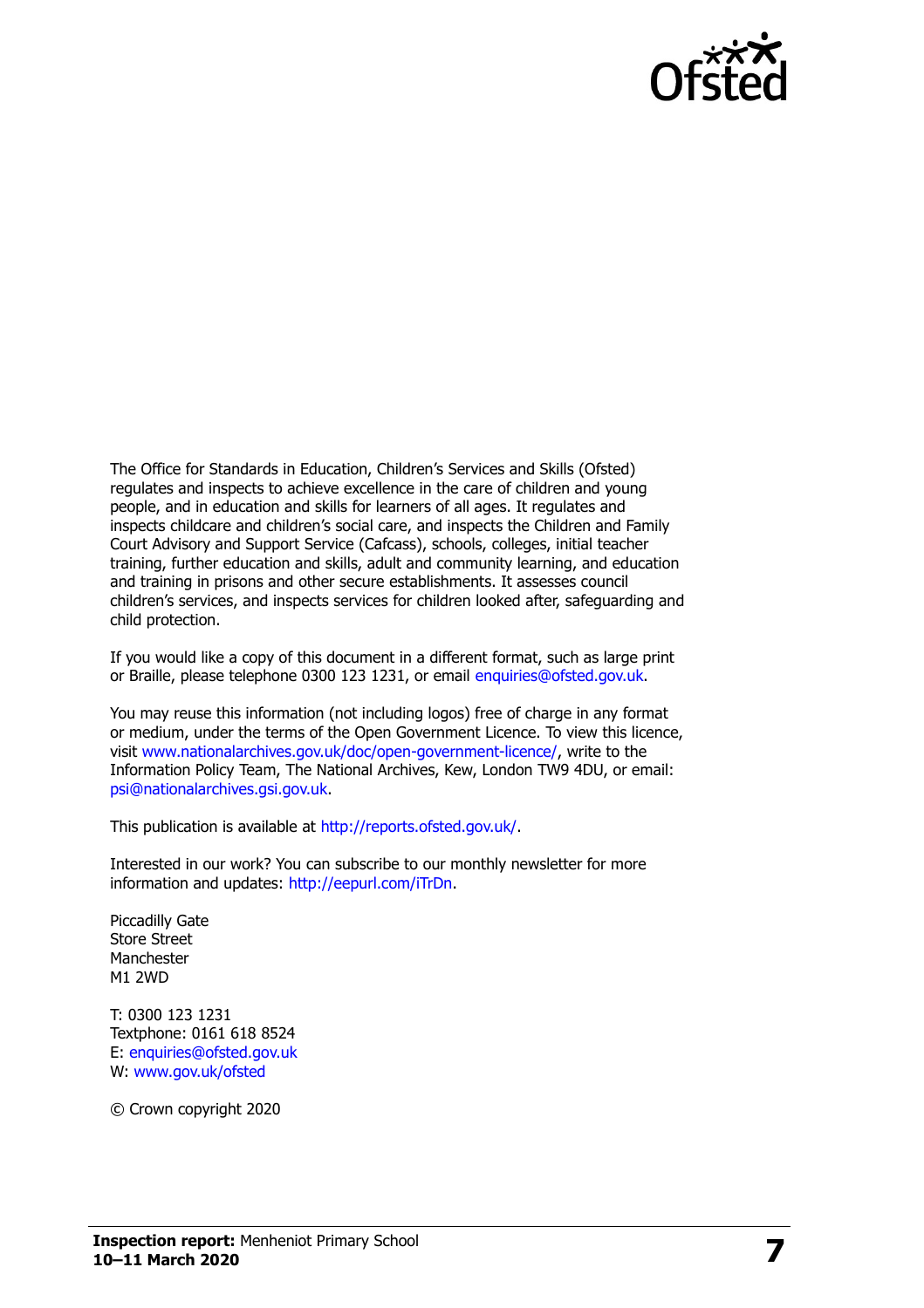The Office for Standards in Education, Children's Services and Skills (Ofsted) regulates and inspects to achieve excellence in the care of children and young people, and in education and skills for learners of all ages. It regulates and inspects childcare and children's social care, and inspects the Children and Family Court Advisory and Support Service (Cafcass), schools, colleges, initial teacher training, further education and skills, adult and community learning, and education and training in prisons and other secure establishments. It assesses council children's services, and inspects services for children looked after, safeguarding and child protection.

If you would like a copy of this document in a different format, such as large print or Braille, please telephone 0300 123 1231, or email enquiries@ofsted.gov.uk.

You may reuse this information (not including logos) free of charge in any format or medium, under the terms of the Open Government Licence. To view this licence, visit www.nationalarchives.gov.uk/doc/open-government-licence/, write to the Information Policy Team, The National Archives, Kew, London TW9 4DU, or email: psi@nationalarchives.gsi.gov.uk.

This publication is available at http://reports.ofsted.gov.uk/.

Interested in our work? You can subscribe to our monthly newsletter for more information and updates: http://eepurl.com/iTrDn.

Piccadilly Gate
Store Street
Manchester
M1 2WD

T: 0300 123 1231
Textphone: 0161 618 8524
E: enquiries@ofsted.gov.uk
W: www.gov.uk/ofsted

© Crown copyright 2020